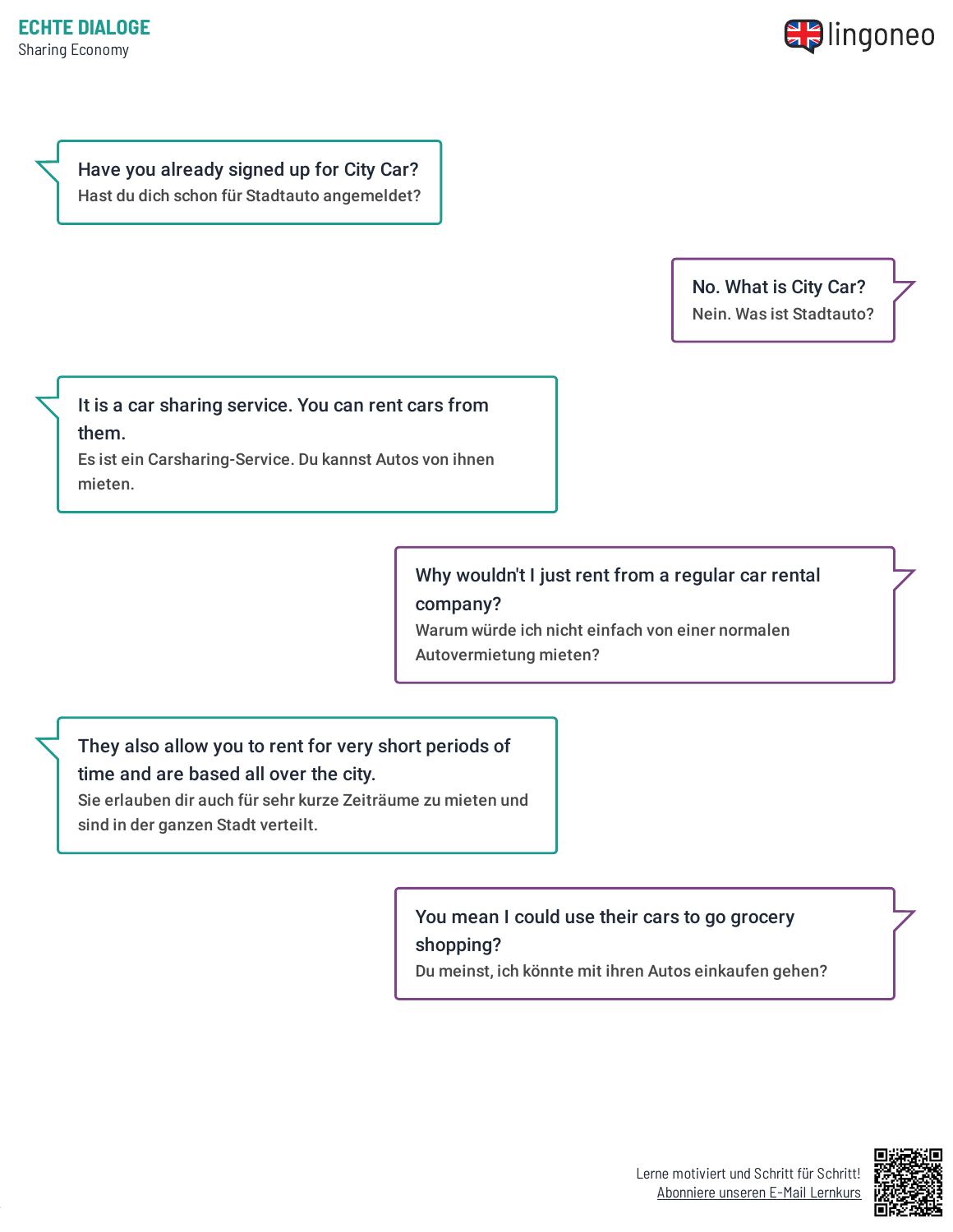# ECHTE DIALOGE

Sharing Economy

**Have you already signed up for City Car?**
Hast du dich schon für Stadtauto angemeldet?

**No. What is City Car?**
Nein. Was ist Stadtauto?

**It is a car sharing service. You can rent cars from them.**
Es ist ein Carsharing-Service. Du kannst Autos von ihnen mieten.

**Why wouldn't I just rent from a regular car rental company?**
Warum würde ich nicht einfach von einer normalen Autovermietung mieten?

**They also allow you to rent for very short periods of time and are based all over the city.**
Sie erlauben dir auch für sehr kurze Zeiträume zu mieten und sind in der ganzen Stadt verteilt.

**You mean I could use their cars to go grocery shopping?**
Du meinst, ich könnte mit ihren Autos einkaufen gehen?

Lerne motiviert und Schritt für Schritt!
Abonniere unseren E-Mail Lernkurs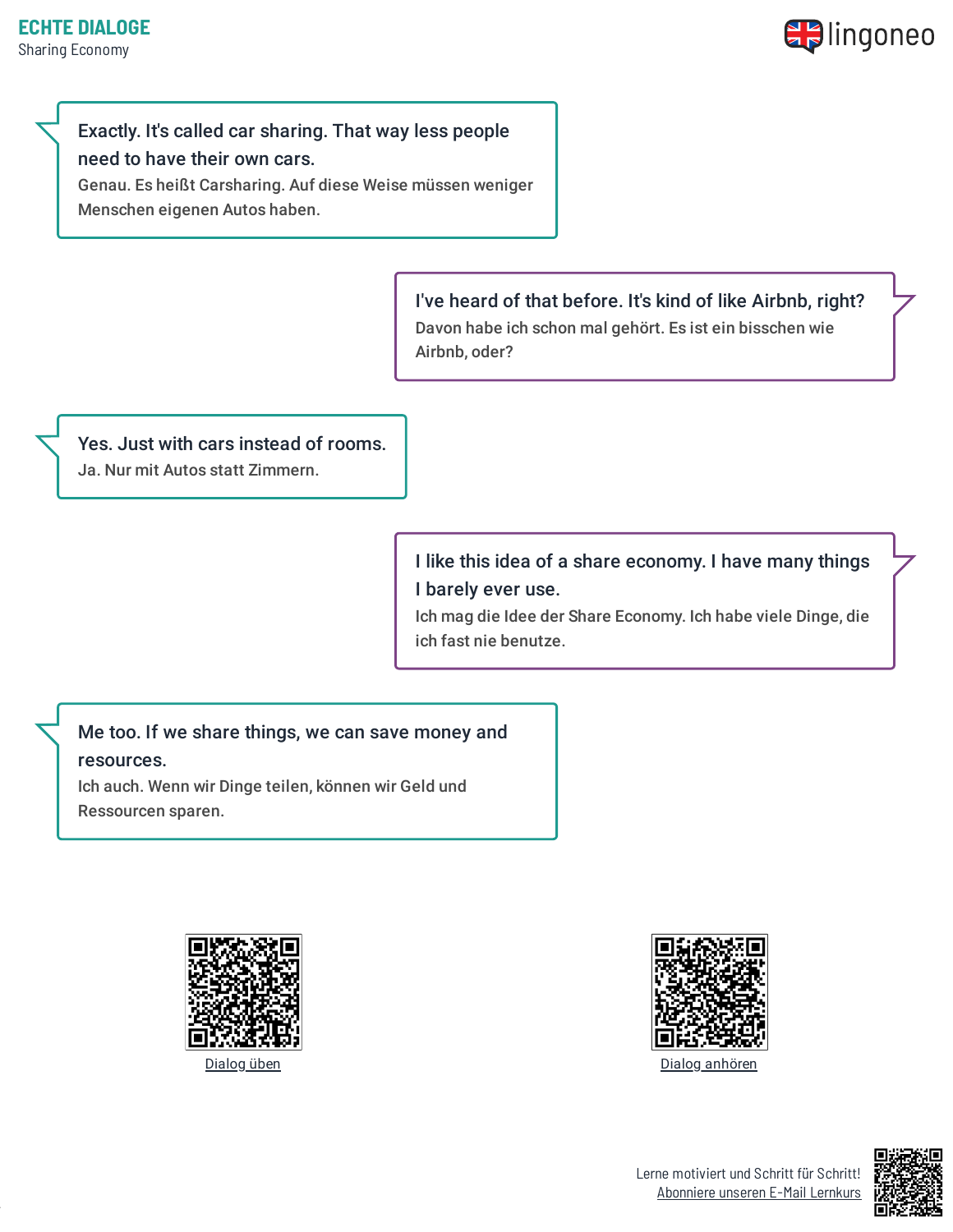Exactly. It's called car sharing. That way less people need to have their own cars.
Genau. Es heißt Carsharing. Auf diese Weise müssen weniger Menschen eigenen Autos haben.

I've heard of that before. It's kind of like Airbnb, right?
Davon habe ich schon mal gehört. Es ist ein bisschen wie Airbnb, oder?

Yes. Just with cars instead of rooms.
Ja. Nur mit Autos statt Zimmern.

I like this idea of a share economy. I have many things I barely ever use.
Ich mag die Idee der Share Economy. Ich habe viele Dinge, die ich fast nie benutze.

Me too. If we share things, we can save money and resources.
Ich auch. Wenn wir Dinge teilen, können wir Geld und Ressourcen sparen.

Dialog üben

Dialog anhören

Lerne motiviert und Schritt für Schritt!
Abonniere unseren E-Mail Lernkurs